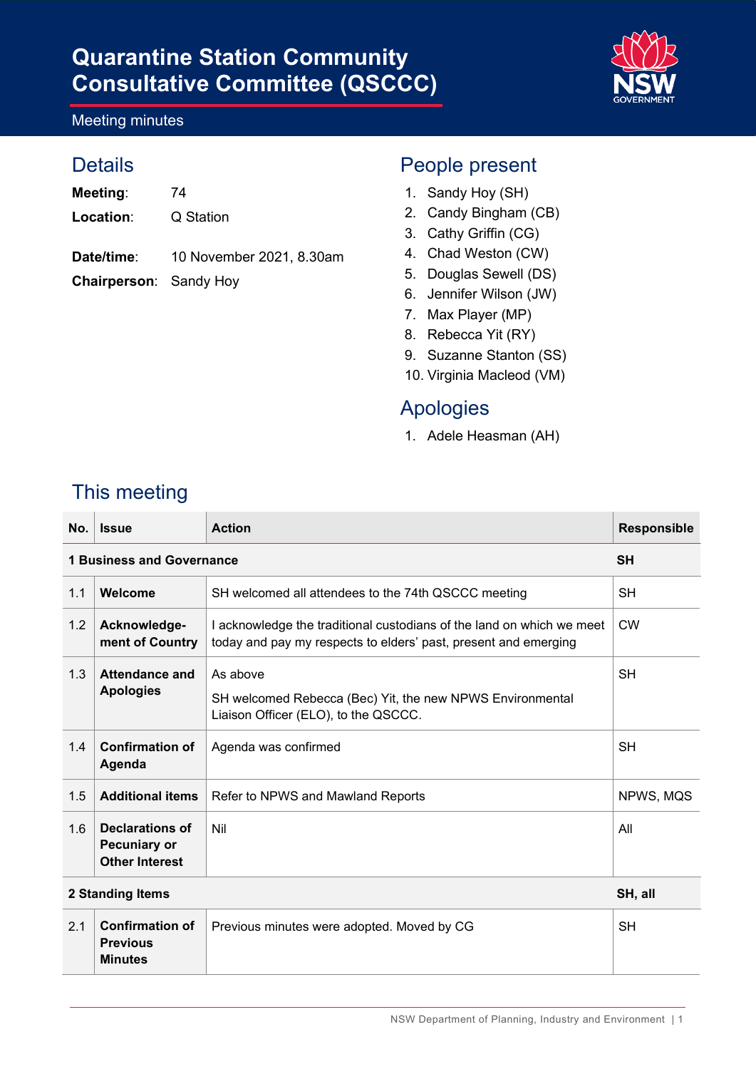# Quarantine Station Community Consultative Committee (QSCCC)

Meeting minutes

## Details

**Meeting**: 74

**Location**: Q Station

**Date/time**: 10 November 2021, 8.30am

**Chairperson**: Sandy Hoy

## People present

1. Sandy Hoy (SH)
2. Candy Bingham (CB)
3. Cathy Griffin (CG)
4. Chad Weston (CW)
5. Douglas Sewell (DS)
6. Jennifer Wilson (JW)
7. Max Player (MP)
8. Rebecca Yit (RY)
9. Suzanne Stanton (SS)
10. Virginia Macleod (VM)

## Apologies

1. Adele Heasman (AH)

## This meeting

| No. | Issue | Action | Responsible |
|---|---|---|---|
| **1 Business and Governance** | | | **SH** |
| 1.1 | **Welcome** | SH welcomed all attendees to the 74th QSCCC meeting | SH |
| 1.2 | **Acknowledge-ment of Country** | I acknowledge the traditional custodians of the land on which we meet today and pay my respects to elders' past, present and emerging | CW |
| 1.3 | **Attendance and Apologies** | As above<br>SH welcomed Rebecca (Bec) Yit, the new NPWS Environmental Liaison Officer (ELO), to the QSCCC. | SH |
| 1.4 | **Confirmation of Agenda** | Agenda was confirmed | SH |
| 1.5 | **Additional items** | Refer to NPWS and Mawland Reports | NPWS, MQS |
| 1.6 | **Declarations of Pecuniary or Other Interest** | Nil | All |
| **2 Standing Items** | | | **SH, all** |
| 2.1 | **Confirmation of Previous Minutes** | Previous minutes were adopted. Moved by CG | SH |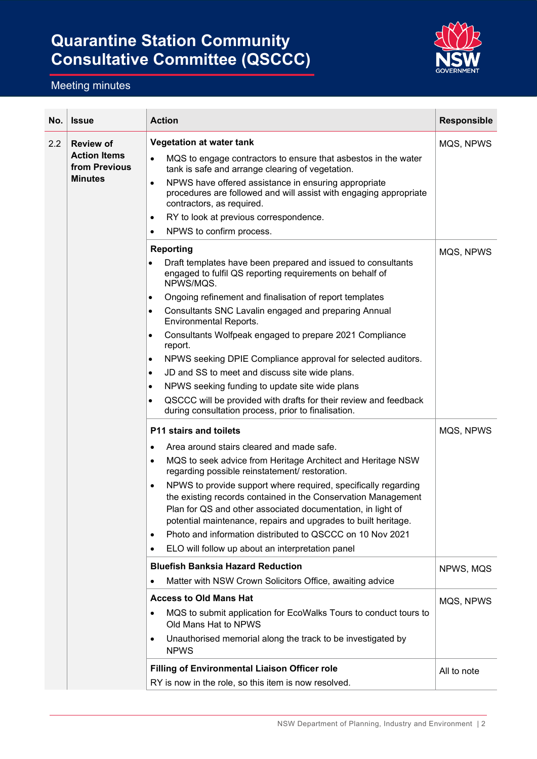# Quarantine Station Community Consultative Committee (QSCCC)

Meeting minutes

| No. | Issue | Action | Responsible |
| --- | --- | --- | --- |
| 2.2 | **Review of Action Items from Previous Minutes** | **Vegetation at water tank**<br>• MQS to engage contractors to ensure that asbestos in the water tank is safe and arrange clearing of vegetation.<br>• NPWS have offered assistance in ensuring appropriate procedures are followed and will assist with engaging appropriate contractors, as required.<br>• RY to look at previous correspondence.<br>• NPWS to confirm process. | MQS, NPWS |
| | | **Reporting**<br>• Draft templates have been prepared and issued to consultants engaged to fulfil QS reporting requirements on behalf of NPWS/MQS.<br>• Ongoing refinement and finalisation of report templates<br>• Consultants SNC Lavalin engaged and preparing Annual Environmental Reports.<br>• Consultants Wolfpeak engaged to prepare 2021 Compliance report.<br>• NPWS seeking DPIE Compliance approval for selected auditors.<br>• JD and SS to meet and discuss site wide plans.<br>• NPWS seeking funding to update site wide plans<br>• QSCCC will be provided with drafts for their review and feedback during consultation process, prior to finalisation. | MQS, NPWS |
| | | **P11 stairs and toilets**<br>• Area around stairs cleared and made safe.<br>• MQS to seek advice from Heritage Architect and Heritage NSW regarding possible reinstatement/ restoration.<br>• NPWS to provide support where required, specifically regarding the existing records contained in the Conservation Management Plan for QS and other associated documentation, in light of potential maintenance, repairs and upgrades to built heritage.<br>• Photo and information distributed to QSCCC on 10 Nov 2021<br>• ELO will follow up about an interpretation panel | MQS, NPWS |
| | | **Bluefish Banksia Hazard Reduction**<br>• Matter with NSW Crown Solicitors Office, awaiting advice | NPWS, MQS |
| | | **Access to Old Mans Hat**<br>• MQS to submit application for EcoWalks Tours to conduct tours to Old Mans Hat to NPWS<br>• Unauthorised memorial along the track to be investigated by NPWS | MQS, NPWS |
| | | **Filling of Environmental Liaison Officer role**<br>RY is now in the role, so this item is now resolved. | All to note |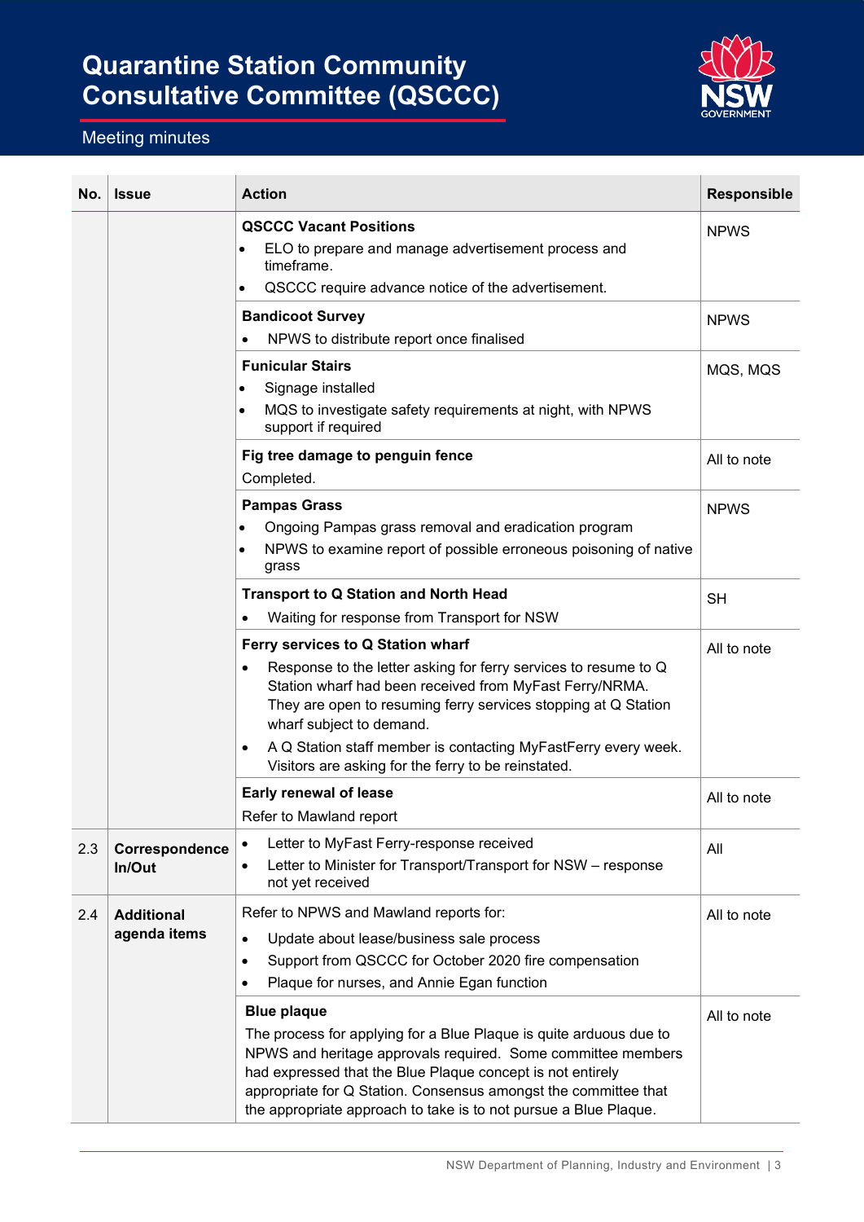# Quarantine Station Community Consultative Committee (QSCCC)

Meeting minutes

| No. | Issue | Action | Responsible |
|---|---|---|---|
| | | **QSCCC Vacant Positions**<br>• ELO to prepare and manage advertisement process and timeframe.<br>• QSCCC require advance notice of the advertisement. | NPWS |
| | | **Bandicoot Survey**<br>• NPWS to distribute report once finalised | NPWS |
| | | **Funicular Stairs**<br>• Signage installed<br>• MQS to investigate safety requirements at night, with NPWS support if required | MQS, MQS |
| | | **Fig tree damage to penguin fence**<br>Completed. | All to note |
| | | **Pampas Grass**<br>• Ongoing Pampas grass removal and eradication program<br>• NPWS to examine report of possible erroneous poisoning of native grass | NPWS |
| | | **Transport to Q Station and North Head**<br>• Waiting for response from Transport for NSW | SH |
| | | **Ferry services to Q Station wharf**<br>• Response to the letter asking for ferry services to resume to Q Station wharf had been received from MyFast Ferry/NRMA. They are open to resuming ferry services stopping at Q Station wharf subject to demand.<br>• A Q Station staff member is contacting MyFastFerry every week. Visitors are asking for the ferry to be reinstated. | All to note |
| | | **Early renewal of lease**<br>Refer to Mawland report | All to note |
| 2.3 | **Correspondence In/Out** | • Letter to MyFast Ferry-response received<br>• Letter to Minister for Transport/Transport for NSW – response not yet received | All |
| 2.4 | **Additional agenda items** | Refer to NPWS and Mawland reports for:<br>• Update about lease/business sale process<br>• Support from QSCCC for October 2020 fire compensation<br>• Plaque for nurses, and Annie Egan function | All to note |
| | | **Blue plaque**<br>The process for applying for a Blue Plaque is quite arduous due to NPWS and heritage approvals required. Some committee members had expressed that the Blue Plaque concept is not entirely appropriate for Q Station. Consensus amongst the committee that the appropriate approach to take is to not pursue a Blue Plaque. | All to note |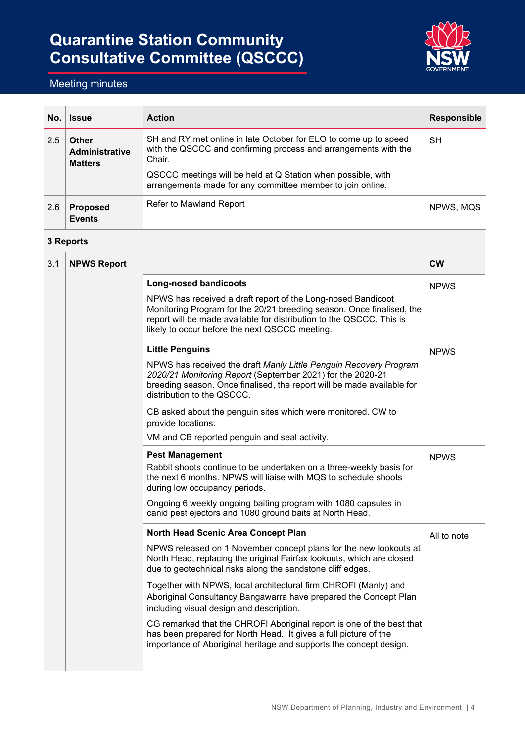# Quarantine Station Community Consultative Committee (QSCCC)

Meeting minutes

| No. | Issue | Action | Responsible |
|---|---|---|---|
| 2.5 | **Other Administrative Matters** | SH and RY met online in late October for ELO to come up to speed with the QSCCC and confirming process and arrangements with the Chair.<br><br>QSCCC meetings will be held at Q Station when possible, with arrangements made for any committee member to join online. | SH |
| 2.6 | **Proposed Events** | Refer to Mawland Report | NPWS, MQS |
| **3 Reports** | | | |
| 3.1 | **NPWS Report** | | **CW** |
| | | **Long-nosed bandicoots**<br><br>NPWS has received a draft report of the Long-nosed Bandicoot Monitoring Program for the 20/21 breeding season. Once finalised, the report will be made available for distribution to the QSCCC. This is likely to occur before the next QSCCC meeting. | NPWS |
| | | **Little Penguins**<br><br>NPWS has received the draft *Manly Little Penguin Recovery Program 2020/21 Monitoring Report* (September 2021) for the 2020-21 breeding season. Once finalised, the report will be made available for distribution to the QSCCC.<br><br>CB asked about the penguin sites which were monitored. CW to provide locations.<br><br>VM and CB reported penguin and seal activity. | NPWS |
| | | **Pest Management**<br><br>Rabbit shoots continue to be undertaken on a three-weekly basis for the next 6 months. NPWS will liaise with MQS to schedule shoots during low occupancy periods.<br><br>Ongoing 6 weekly ongoing baiting program with 1080 capsules in canid pest ejectors and 1080 ground baits at North Head. | NPWS |
| | | **North Head Scenic Area Concept Plan**<br><br>NPWS released on 1 November concept plans for the new lookouts at North Head, replacing the original Fairfax lookouts, which are closed due to geotechnical risks along the sandstone cliff edges.<br><br>Together with NPWS, local architectural firm CHROFI (Manly) and Aboriginal Consultancy Bangawarra have prepared the Concept Plan including visual design and description.<br><br>CG remarked that the CHROFI Aboriginal report is one of the best that has been prepared for North Head. It gives a full picture of the importance of Aboriginal heritage and supports the concept design. | All to note |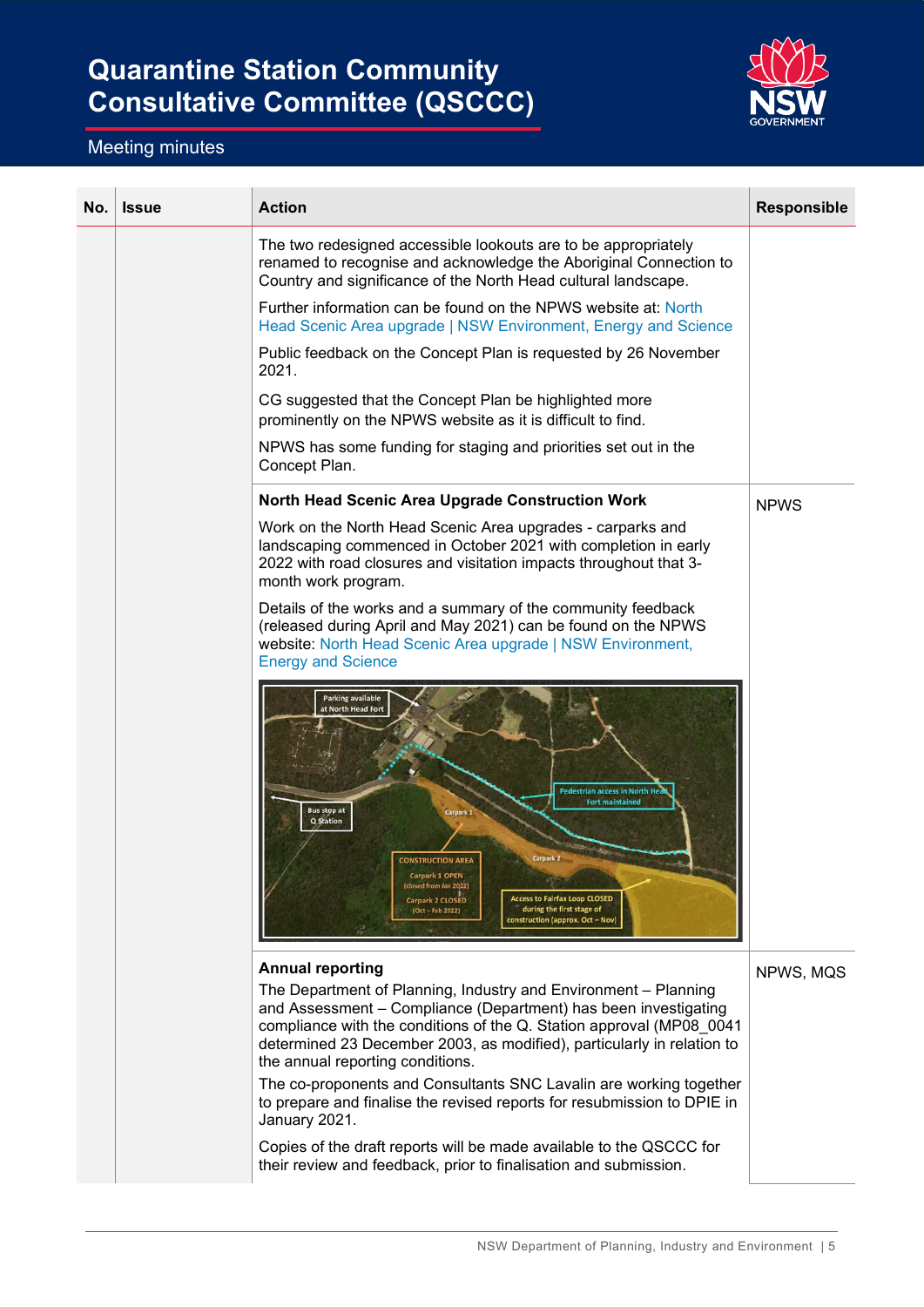# Quarantine Station Community Consultative Committee (QSCCC)

Meeting minutes

| No. | Issue | Action | Responsible |
|---|---|---|---|
| | | The two redesigned accessible lookouts are to be appropriately renamed to recognise and acknowledge the Aboriginal Connection to Country and significance of the North Head cultural landscape.<br><br>Further information can be found on the NPWS website at: North Head Scenic Area upgrade \| NSW Environment, Energy and Science<br><br>Public feedback on the Concept Plan is requested by 26 November 2021.<br><br>CG suggested that the Concept Plan be highlighted more prominently on the NPWS website as it is difficult to find.<br><br>NPWS has some funding for staging and priorities set out in the Concept Plan. | |
| | | **North Head Scenic Area Upgrade Construction Work**<br><br>Work on the North Head Scenic Area upgrades - carparks and landscaping commenced in October 2021 with completion in early 2022 with road closures and visitation impacts throughout that 3-month work program.<br><br>Details of the works and a summary of the community feedback (released during April and May 2021) can be found on the NPWS website: North Head Scenic Area upgrade \| NSW Environment, Energy and Science | NPWS |
| | | **Annual reporting**<br><br>The Department of Planning, Industry and Environment – Planning and Assessment – Compliance (Department) has been investigating compliance with the conditions of the Q. Station approval (MP08_0041 determined 23 December 2003, as modified), particularly in relation to the annual reporting conditions.<br><br>The co-proponents and Consultants SNC Lavalin are working together to prepare and finalise the revised reports for resubmission to DPIE in January 2021.<br><br>Copies of the draft reports will be made available to the QSCCC for their review and feedback, prior to finalisation and submission. | NPWS, MQS |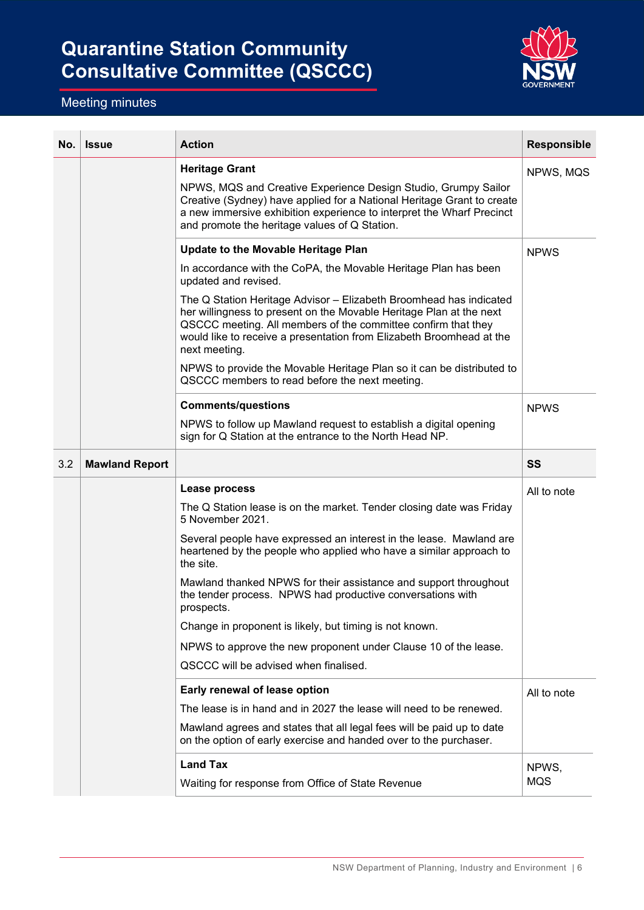# Quarantine Station Community Consultative Committee (QSCCC)

Meeting minutes

| No. | Issue | Action | Responsible |
|---|---|---|---|
| | | **Heritage Grant**<br>NPWS, MQS and Creative Experience Design Studio, Grumpy Sailor Creative (Sydney) have applied for a National Heritage Grant to create a new immersive exhibition experience to interpret the Wharf Precinct and promote the heritage values of Q Station. | NPWS, MQS |
| | | **Update to the Movable Heritage Plan**<br>In accordance with the CoPA, the Movable Heritage Plan has been updated and revised.<br>The Q Station Heritage Advisor – Elizabeth Broomhead has indicated her willingness to present on the Movable Heritage Plan at the next QSCCC meeting. All members of the committee confirm that they would like to receive a presentation from Elizabeth Broomhead at the next meeting.<br>NPWS to provide the Movable Heritage Plan so it can be distributed to QSCCC members to read before the next meeting. | NPWS |
| | | **Comments/questions**<br>NPWS to follow up Mawland request to establish a digital opening sign for Q Station at the entrance to the North Head NP. | NPWS |
| 3.2 | **Mawland Report** | | **SS** |
| | | **Lease process**<br>The Q Station lease is on the market. Tender closing date was Friday 5 November 2021.<br>Several people have expressed an interest in the lease. Mawland are heartened by the people who applied who have a similar approach to the site.<br>Mawland thanked NPWS for their assistance and support throughout the tender process. NPWS had productive conversations with prospects.<br>Change in proponent is likely, but timing is not known.<br>NPWS to approve the new proponent under Clause 10 of the lease.<br>QSCCC will be advised when finalised. | All to note |
| | | **Early renewal of lease option**<br>The lease is in hand and in 2027 the lease will need to be renewed.<br>Mawland agrees and states that all legal fees will be paid up to date on the option of early exercise and handed over to the purchaser. | All to note |
| | | **Land Tax**<br>Waiting for response from Office of State Revenue | NPWS, MQS |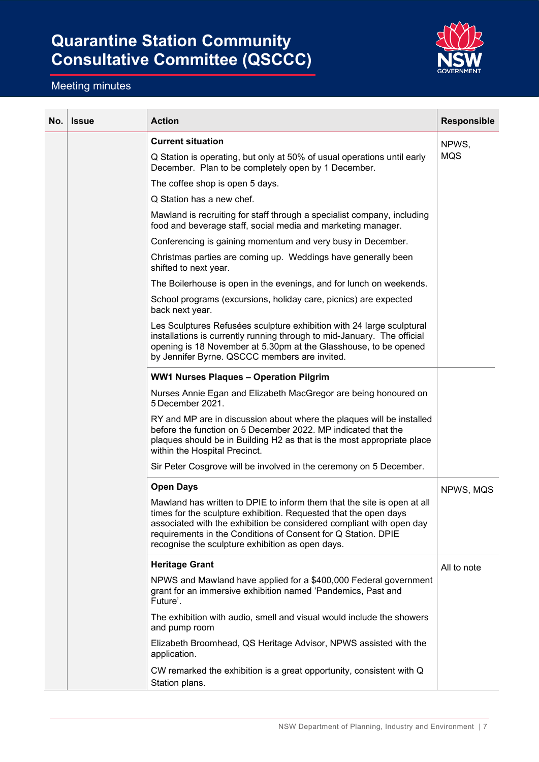# Quarantine Station Community Consultative Committee (QSCCC)

Meeting minutes

| No. | Issue | Action | Responsible |
|---|---|---|---|
| | | **Current situation**<br><br>Q Station is operating, but only at 50% of usual operations until early December. Plan to be completely open by 1 December.<br><br>The coffee shop is open 5 days.<br><br>Q Station has a new chef.<br><br>Mawland is recruiting for staff through a specialist company, including food and beverage staff, social media and marketing manager.<br><br>Conferencing is gaining momentum and very busy in December.<br><br>Christmas parties are coming up. Weddings have generally been shifted to next year.<br><br>The Boilerhouse is open in the evenings, and for lunch on weekends.<br><br>School programs (excursions, holiday care, picnics) are expected back next year.<br><br>Les Sculptures Refusées sculpture exhibition with 24 large sculptural installations is currently running through to mid-January. The official opening is 18 November at 5.30pm at the Glasshouse, to be opened by Jennifer Byrne. QSCCC members are invited. | NPWS, MQS |
| | | **WW1 Nurses Plaques – Operation Pilgrim**<br><br>Nurses Annie Egan and Elizabeth MacGregor are being honoured on 5 December 2021.<br><br>RY and MP are in discussion about where the plaques will be installed before the function on 5 December 2022. MP indicated that the plaques should be in Building H2 as that is the most appropriate place within the Hospital Precinct.<br><br>Sir Peter Cosgrove will be involved in the ceremony on 5 December. | |
| | | **Open Days**<br><br>Mawland has written to DPIE to inform them that the site is open at all times for the sculpture exhibition. Requested that the open days associated with the exhibition be considered compliant with open day requirements in the Conditions of Consent for Q Station. DPIE recognise the sculpture exhibition as open days. | NPWS, MQS |
| | | **Heritage Grant**<br><br>NPWS and Mawland have applied for a $400,000 Federal government grant for an immersive exhibition named 'Pandemics, Past and Future'.<br><br>The exhibition with audio, smell and visual would include the showers and pump room<br><br>Elizabeth Broomhead, QS Heritage Advisor, NPWS assisted with the application.<br><br>CW remarked the exhibition is a great opportunity, consistent with Q Station plans. | All to note |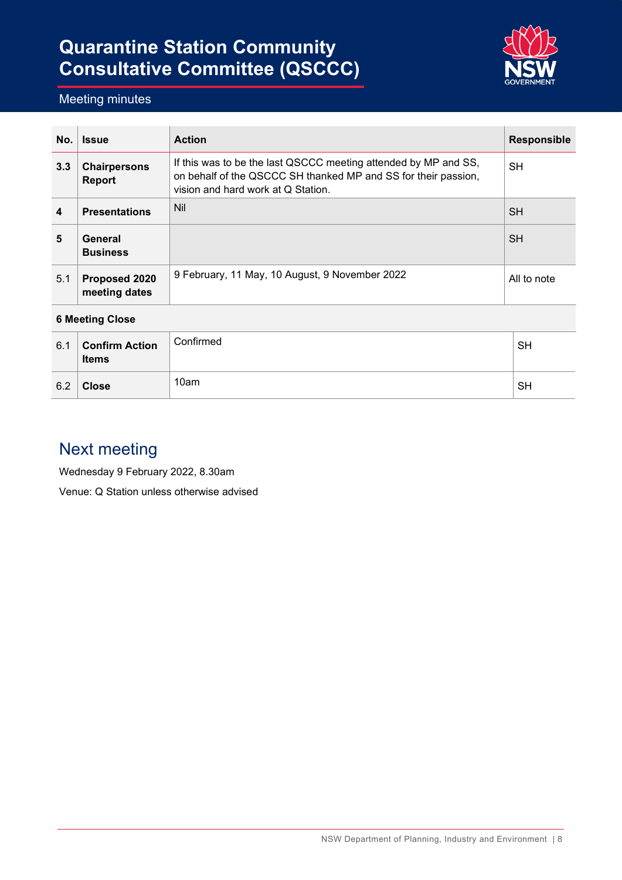# Quarantine Station Community Consultative Committee (QSCCC)

Meeting minutes

| No. | Issue | Action | Responsible |
|---|---|---|---|
| **3.3** | **Chairpersons Report** | If this was to be the last QSCCC meeting attended by MP and SS, on behalf of the QSCCC SH thanked MP and SS for their passion, vision and hard work at Q Station. | SH |
| **4** | **Presentations** | Nil | SH |
| **5** | **General Business** | | SH |
| 5.1 | **Proposed 2020 meeting dates** | 9 February, 11 May, 10 August, 9 November 2022 | All to note |
| **6 Meeting Close** | | | |
| 6.1 | **Confirm Action Items** | Confirmed | SH |
| 6.2 | **Close** | 10am | SH |

## Next meeting

Wednesday 9 February 2022, 8.30am

Venue: Q Station unless otherwise advised